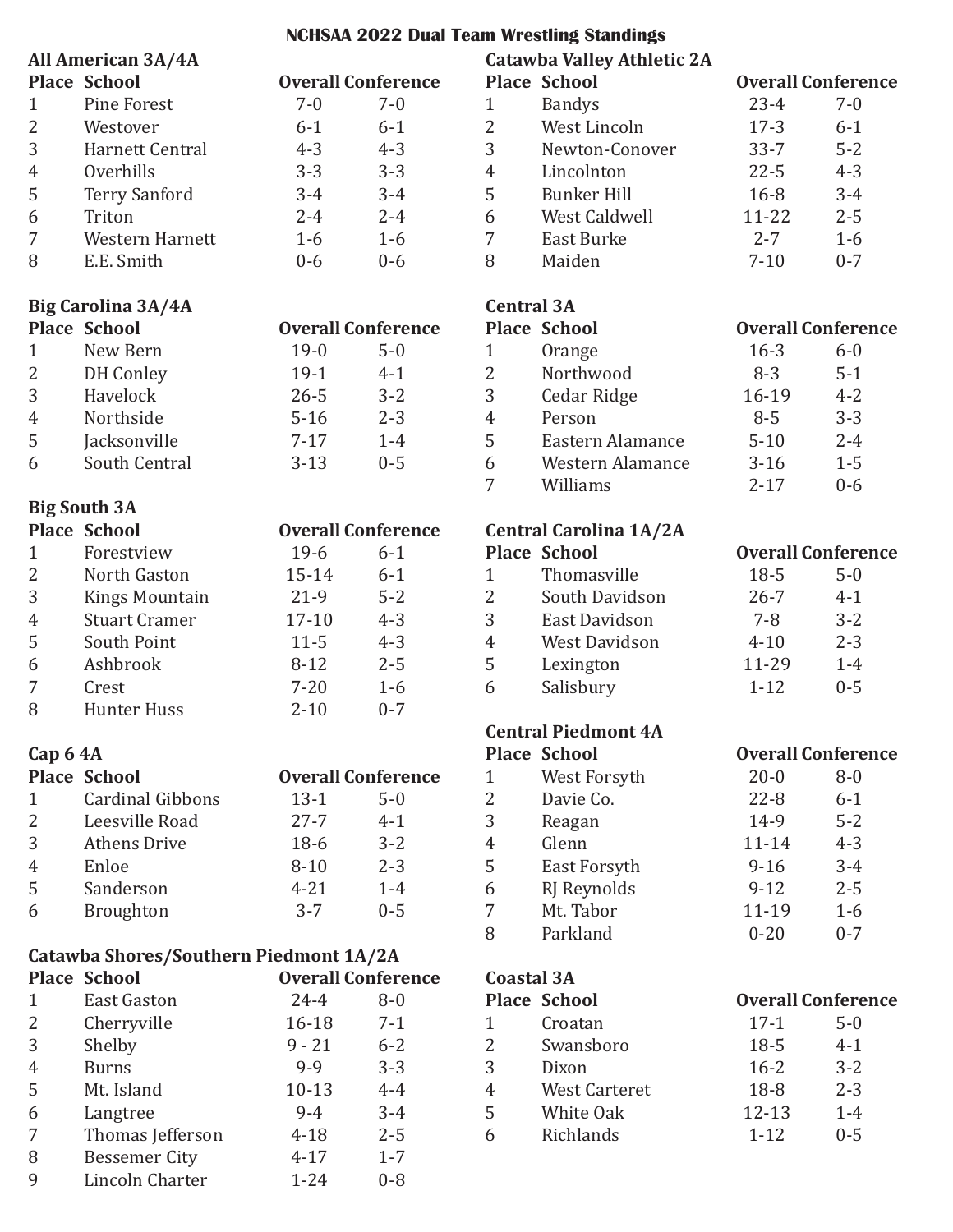# NCHSAA 2022 Dual Team Wrestling Standings

## All American 3A/4A

| Place | School | Overall | Conference |
|---|---|---|---|
| 1 | Pine Forest | 7-0 | 7-0 |
| 2 | Westover | 6-1 | 6-1 |
| 3 | Harnett Central | 4-3 | 4-3 |
| 4 | Overhills | 3-3 | 3-3 |
| 5 | Terry Sanford | 3-4 | 3-4 |
| 6 | Triton | 2-4 | 2-4 |
| 7 | Western Harnett | 1-6 | 1-6 |
| 8 | E.E. Smith | 0-6 | 0-6 |

## Big Carolina 3A/4A

| Place | School | Overall | Conference |
|---|---|---|---|
| 1 | New Bern | 19-0 | 5-0 |
| 2 | DH Conley | 19-1 | 4-1 |
| 3 | Havelock | 26-5 | 3-2 |
| 4 | Northside | 5-16 | 2-3 |
| 5 | Jacksonville | 7-17 | 1-4 |
| 6 | South Central | 3-13 | 0-5 |

## Big South 3A

| Place | School | Overall | Conference |
|---|---|---|---|
| 1 | Forestview | 19-6 | 6-1 |
| 2 | North Gaston | 15-14 | 6-1 |
| 3 | Kings Mountain | 21-9 | 5-2 |
| 4 | Stuart Cramer | 17-10 | 4-3 |
| 5 | South Point | 11-5 | 4-3 |
| 6 | Ashbrook | 8-12 | 2-5 |
| 7 | Crest | 7-20 | 1-6 |
| 8 | Hunter Huss | 2-10 | 0-7 |

## Cap 6 4A

| Place | School | Overall | Conference |
|---|---|---|---|
| 1 | Cardinal Gibbons | 13-1 | 5-0 |
| 2 | Leesville Road | 27-7 | 4-1 |
| 3 | Athens Drive | 18-6 | 3-2 |
| 4 | Enloe | 8-10 | 2-3 |
| 5 | Sanderson | 4-21 | 1-4 |
| 6 | Broughton | 3-7 | 0-5 |

## Catawba Shores/Southern Piedmont 1A/2A

| Place | School | Overall | Conference |
|---|---|---|---|
| 1 | East Gaston | 24-4 | 8-0 |
| 2 | Cherryville | 16-18 | 7-1 |
| 3 | Shelby | 9 - 21 | 6-2 |
| 4 | Burns | 9-9 | 3-3 |
| 5 | Mt. Island | 10-13 | 4-4 |
| 6 | Langtree | 9-4 | 3-4 |
| 7 | Thomas Jefferson | 4-18 | 2-5 |
| 8 | Bessemer City | 4-17 | 1-7 |
| 9 | Lincoln Charter | 1-24 | 0-8 |

## Catawba Valley Athletic 2A

| Place | School | Overall | Conference |
|---|---|---|---|
| 1 | Bandys | 23-4 | 7-0 |
| 2 | West Lincoln | 17-3 | 6-1 |
| 3 | Newton-Conover | 33-7 | 5-2 |
| 4 | Lincolnton | 22-5 | 4-3 |
| 5 | Bunker Hill | 16-8 | 3-4 |
| 6 | West Caldwell | 11-22 | 2-5 |
| 7 | East Burke | 2-7 | 1-6 |
| 8 | Maiden | 7-10 | 0-7 |

## Central 3A

| Place | School | Overall | Conference |
|---|---|---|---|
| 1 | Orange | 16-3 | 6-0 |
| 2 | Northwood | 8-3 | 5-1 |
| 3 | Cedar Ridge | 16-19 | 4-2 |
| 4 | Person | 8-5 | 3-3 |
| 5 | Eastern Alamance | 5-10 | 2-4 |
| 6 | Western Alamance | 3-16 | 1-5 |
| 7 | Williams | 2-17 | 0-6 |

## Central Carolina 1A/2A

| Place | School | Overall | Conference |
|---|---|---|---|
| 1 | Thomasville | 18-5 | 5-0 |
| 2 | South Davidson | 26-7 | 4-1 |
| 3 | East Davidson | 7-8 | 3-2 |
| 4 | West Davidson | 4-10 | 2-3 |
| 5 | Lexington | 11-29 | 1-4 |
| 6 | Salisbury | 1-12 | 0-5 |

## Central Piedmont 4A

| Place | School | Overall | Conference |
|---|---|---|---|
| 1 | West Forsyth | 20-0 | 8-0 |
| 2 | Davie Co. | 22-8 | 6-1 |
| 3 | Reagan | 14-9 | 5-2 |
| 4 | Glenn | 11-14 | 4-3 |
| 5 | East Forsyth | 9-16 | 3-4 |
| 6 | RJ Reynolds | 9-12 | 2-5 |
| 7 | Mt. Tabor | 11-19 | 1-6 |
| 8 | Parkland | 0-20 | 0-7 |

## Coastal 3A

| Place | School | Overall | Conference |
|---|---|---|---|
| 1 | Croatan | 17-1 | 5-0 |
| 2 | Swansboro | 18-5 | 4-1 |
| 3 | Dixon | 16-2 | 3-2 |
| 4 | West Carteret | 18-8 | 2-3 |
| 5 | White Oak | 12-13 | 1-4 |
| 6 | Richlands | 1-12 | 0-5 |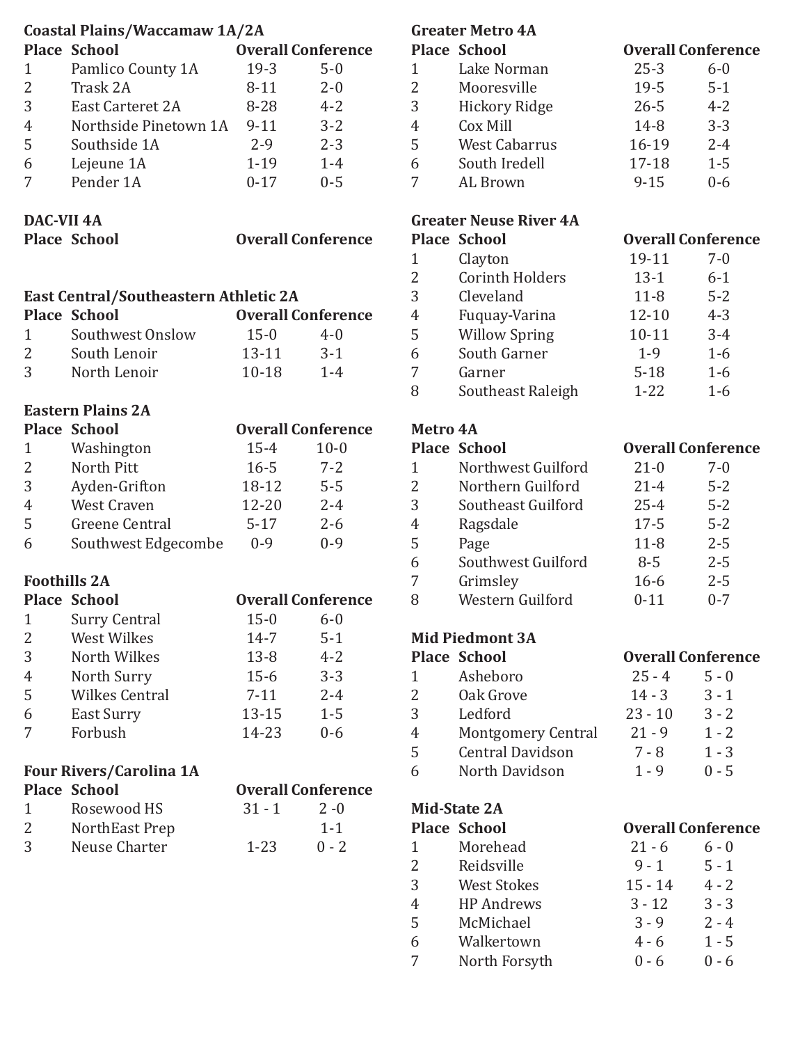**Coastal Plains/Waccamaw 1A/2A**

| Place | School | Overall | Conference |
|---|---|---|---|
| 1 | Pamlico County 1A | 19-3 | 5-0 |
| 2 | Trask 2A | 8-11 | 2-0 |
| 3 | East Carteret 2A | 8-28 | 4-2 |
| 4 | Northside Pinetown 1A | 9-11 | 3-2 |
| 5 | Southside 1A | 2-9 | 2-3 |
| 6 | Lejeune 1A | 1-19 | 1-4 |
| 7 | Pender 1A | 0-17 | 0-5 |

**DAC-VII 4A**

| Place | School | Overall | Conference |
|---|---|---|---|

**East Central/Southeastern Athletic 2A**

| Place | School | Overall | Conference |
|---|---|---|---|
| 1 | Southwest Onslow | 15-0 | 4-0 |
| 2 | South Lenoir | 13-11 | 3-1 |
| 3 | North Lenoir | 10-18 | 1-4 |

**Eastern Plains 2A**

| Place | School | Overall | Conference |
|---|---|---|---|
| 1 | Washington | 15-4 | 10-0 |
| 2 | North Pitt | 16-5 | 7-2 |
| 3 | Ayden-Grifton | 18-12 | 5-5 |
| 4 | West Craven | 12-20 | 2-4 |
| 5 | Greene Central | 5-17 | 2-6 |
| 6 | Southwest Edgecombe | 0-9 | 0-9 |

**Foothills 2A**

| Place | School | Overall | Conference |
|---|---|---|---|
| 1 | Surry Central | 15-0 | 6-0 |
| 2 | West Wilkes | 14-7 | 5-1 |
| 3 | North Wilkes | 13-8 | 4-2 |
| 4 | North Surry | 15-6 | 3-3 |
| 5 | Wilkes Central | 7-11 | 2-4 |
| 6 | East Surry | 13-15 | 1-5 |
| 7 | Forbush | 14-23 | 0-6 |

**Four Rivers/Carolina 1A**

| Place | School | Overall | Conference |
|---|---|---|---|
| 1 | Rosewood HS | 31 - 1 | 2 -0 |
| 2 | NorthEast Prep | | 1-1 |
| 3 | Neuse Charter | 1-23 | 0 - 2 |

**Greater Metro 4A**

| Place | School | Overall | Conference |
|---|---|---|---|
| 1 | Lake Norman | 25-3 | 6-0 |
| 2 | Mooresville | 19-5 | 5-1 |
| 3 | Hickory Ridge | 26-5 | 4-2 |
| 4 | Cox Mill | 14-8 | 3-3 |
| 5 | West Cabarrus | 16-19 | 2-4 |
| 6 | South Iredell | 17-18 | 1-5 |
| 7 | AL Brown | 9-15 | 0-6 |

**Greater Neuse River 4A**

| Place | School | Overall | Conference |
|---|---|---|---|
| 1 | Clayton | 19-11 | 7-0 |
| 2 | Corinth Holders | 13-1 | 6-1 |
| 3 | Cleveland | 11-8 | 5-2 |
| 4 | Fuquay-Varina | 12-10 | 4-3 |
| 5 | Willow Spring | 10-11 | 3-4 |
| 6 | South Garner | 1-9 | 1-6 |
| 7 | Garner | 5-18 | 1-6 |
| 8 | Southeast Raleigh | 1-22 | 1-6 |

**Metro 4A**

| Place | School | Overall | Conference |
|---|---|---|---|
| 1 | Northwest Guilford | 21-0 | 7-0 |
| 2 | Northern Guilford | 21-4 | 5-2 |
| 3 | Southeast Guilford | 25-4 | 5-2 |
| 4 | Ragsdale | 17-5 | 5-2 |
| 5 | Page | 11-8 | 2-5 |
| 6 | Southwest Guilford | 8-5 | 2-5 |
| 7 | Grimsley | 16-6 | 2-5 |
| 8 | Western Guilford | 0-11 | 0-7 |

**Mid Piedmont 3A**

| Place | School | Overall | Conference |
|---|---|---|---|
| 1 | Asheboro | 25 - 4 | 5 - 0 |
| 2 | Oak Grove | 14 - 3 | 3 - 1 |
| 3 | Ledford | 23 - 10 | 3 - 2 |
| 4 | Montgomery Central | 21 - 9 | 1 - 2 |
| 5 | Central Davidson | 7 - 8 | 1 - 3 |
| 6 | North Davidson | 1 - 9 | 0 - 5 |

**Mid-State 2A**

| Place | School | Overall | Conference |
|---|---|---|---|
| 1 | Morehead | 21 - 6 | 6 - 0 |
| 2 | Reidsville | 9 - 1 | 5 - 1 |
| 3 | West Stokes | 15 - 14 | 4 - 2 |
| 4 | HP Andrews | 3 - 12 | 3 - 3 |
| 5 | McMichael | 3 - 9 | 2 - 4 |
| 6 | Walkertown | 4 - 6 | 1 - 5 |
| 7 | North Forsyth | 0 - 6 | 0 - 6 |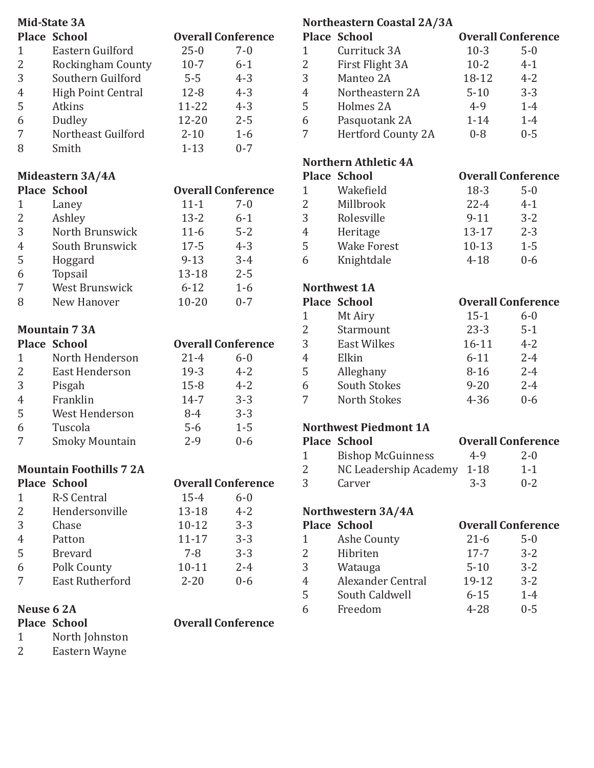**Mid-State 3A**

| Place | School | Overall | Conference |
|---|---|---|---|
| 1 | Eastern Guilford | 25-0 | 7-0 |
| 2 | Rockingham County | 10-7 | 6-1 |
| 3 | Southern Guilford | 5-5 | 4-3 |
| 4 | High Point Central | 12-8 | 4-3 |
| 5 | Atkins | 11-22 | 4-3 |
| 6 | Dudley | 12-20 | 2-5 |
| 7 | Northeast Guilford | 2-10 | 1-6 |
| 8 | Smith | 1-13 | 0-7 |

**Mideastern 3A/4A**

| Place | School | Overall | Conference |
|---|---|---|---|
| 1 | Laney | 11-1 | 7-0 |
| 2 | Ashley | 13-2 | 6-1 |
| 3 | North Brunswick | 11-6 | 5-2 |
| 4 | South Brunswick | 17-5 | 4-3 |
| 5 | Hoggard | 9-13 | 3-4 |
| 6 | Topsail | 13-18 | 2-5 |
| 7 | West Brunswick | 6-12 | 1-6 |
| 8 | New Hanover | 10-20 | 0-7 |

**Mountain 7 3A**

| Place | School | Overall | Conference |
|---|---|---|---|
| 1 | North Henderson | 21-4 | 6-0 |
| 2 | East Henderson | 19-3 | 4-2 |
| 3 | Pisgah | 15-8 | 4-2 |
| 4 | Franklin | 14-7 | 3-3 |
| 5 | West Henderson | 8-4 | 3-3 |
| 6 | Tuscola | 5-6 | 1-5 |
| 7 | Smoky Mountain | 2-9 | 0-6 |

**Mountain Foothills 7 2A**

| Place | School | Overall | Conference |
|---|---|---|---|
| 1 | R-S Central | 15-4 | 6-0 |
| 2 | Hendersonville | 13-18 | 4-2 |
| 3 | Chase | 10-12 | 3-3 |
| 4 | Patton | 11-17 | 3-3 |
| 5 | Brevard | 7-8 | 3-3 |
| 6 | Polk County | 10-11 | 2-4 |
| 7 | East Rutherford | 2-20 | 0-6 |

**Neuse 6 2A**

| Place | School | Overall | Conference |
|---|---|---|---|
| 1 | North Johnston | | |
| 2 | Eastern Wayne | | |

**Northeastern Coastal 2A/3A**

| Place | School | Overall | Conference |
|---|---|---|---|
| 1 | Currituck 3A | 10-3 | 5-0 |
| 2 | First Flight 3A | 10-2 | 4-1 |
| 3 | Manteo 2A | 18-12 | 4-2 |
| 4 | Northeastern 2A | 5-10 | 3-3 |
| 5 | Holmes 2A | 4-9 | 1-4 |
| 6 | Pasquotank 2A | 1-14 | 1-4 |
| 7 | Hertford County 2A | 0-8 | 0-5 |

**Northern Athletic 4A**

| Place | School | Overall | Conference |
|---|---|---|---|
| 1 | Wakefield | 18-3 | 5-0 |
| 2 | Millbrook | 22-4 | 4-1 |
| 3 | Rolesville | 9-11 | 3-2 |
| 4 | Heritage | 13-17 | 2-3 |
| 5 | Wake Forest | 10-13 | 1-5 |
| 6 | Knightdale | 4-18 | 0-6 |

**Northwest 1A**

| Place | School | Overall | Conference |
|---|---|---|---|
| 1 | Mt Airy | 15-1 | 6-0 |
| 2 | Starmount | 23-3 | 5-1 |
| 3 | East Wilkes | 16-11 | 4-2 |
| 4 | Elkin | 6-11 | 2-4 |
| 5 | Alleghany | 8-16 | 2-4 |
| 6 | South Stokes | 9-20 | 2-4 |
| 7 | North Stokes | 4-36 | 0-6 |

**Northwest Piedmont 1A**

| Place | School | Overall | Conference |
|---|---|---|---|
| 1 | Bishop McGuinness | 4-9 | 2-0 |
| 2 | NC Leadership Academy | 1-18 | 1-1 |
| 3 | Carver | 3-3 | 0-2 |

**Northwestern 3A/4A**

| Place | School | Overall | Conference |
|---|---|---|---|
| 1 | Ashe County | 21-6 | 5-0 |
| 2 | Hibriten | 17-7 | 3-2 |
| 3 | Watauga | 5-10 | 3-2 |
| 4 | Alexander Central | 19-12 | 3-2 |
| 5 | South Caldwell | 6-15 | 1-4 |
| 6 | Freedom | 4-28 | 0-5 |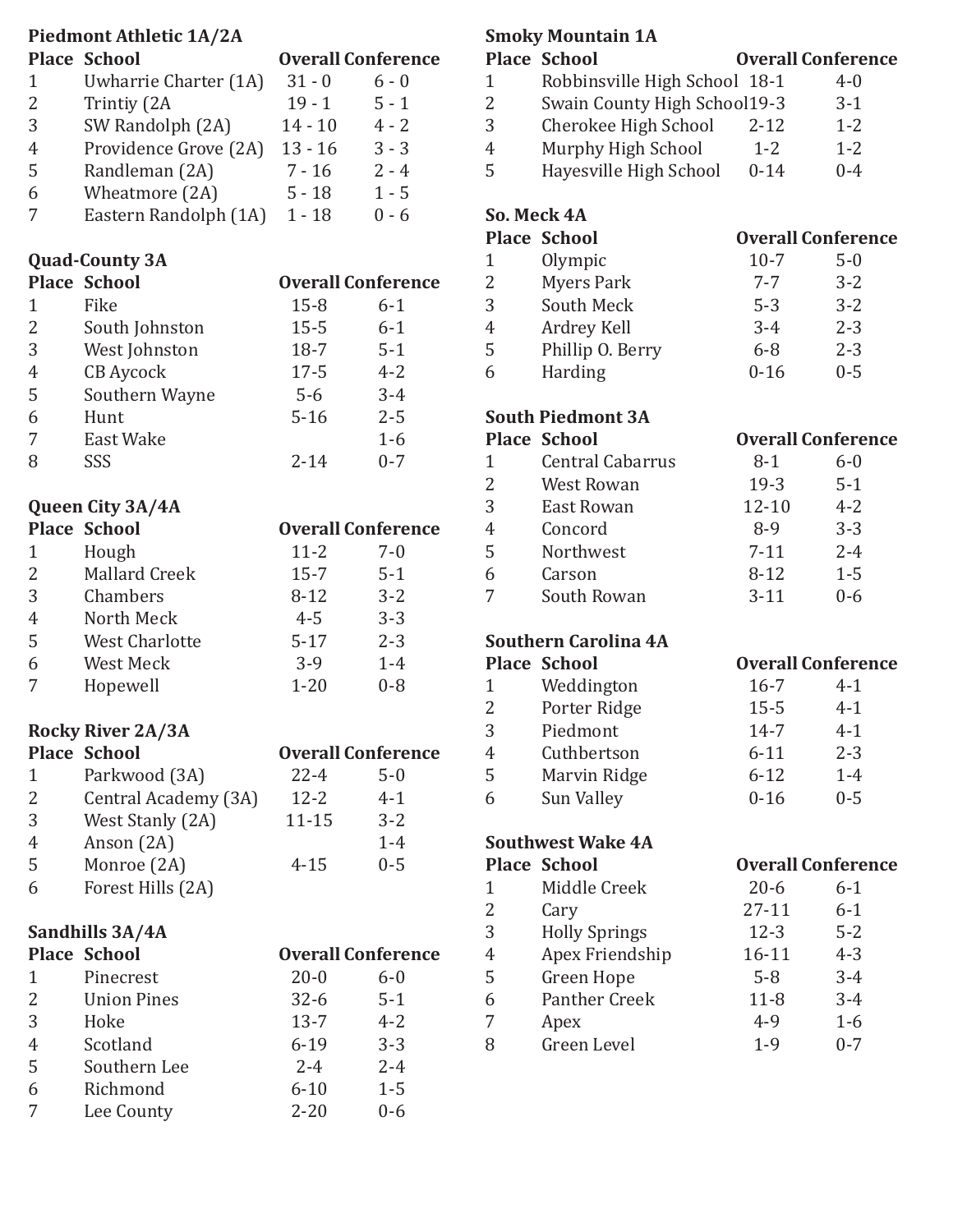**Piedmont Athletic 1A/2A**

| Place | School | Overall | Conference |
|---|---|---|---|
| 1 | Uwharrie Charter (1A) | 31 - 0 | 6 - 0 |
| 2 | Trintiy (2A | 19 - 1 | 5 - 1 |
| 3 | SW Randolph (2A) | 14 - 10 | 4 - 2 |
| 4 | Providence Grove (2A) | 13 - 16 | 3 - 3 |
| 5 | Randleman (2A) | 7 - 16 | 2 - 4 |
| 6 | Wheatmore (2A) | 5 - 18 | 1 - 5 |
| 7 | Eastern Randolph (1A) | 1 - 18 | 0 - 6 |

**Quad-County 3A**

| Place | School | Overall | Conference |
|---|---|---|---|
| 1 | Fike | 15-8 | 6-1 |
| 2 | South Johnston | 15-5 | 6-1 |
| 3 | West Johnston | 18-7 | 5-1 |
| 4 | CB Aycock | 17-5 | 4-2 |
| 5 | Southern Wayne | 5-6 | 3-4 |
| 6 | Hunt | 5-16 | 2-5 |
| 7 | East Wake | | 1-6 |
| 8 | SSS | 2-14 | 0-7 |

**Queen City 3A/4A**

| Place | School | Overall | Conference |
|---|---|---|---|
| 1 | Hough | 11-2 | 7-0 |
| 2 | Mallard Creek | 15-7 | 5-1 |
| 3 | Chambers | 8-12 | 3-2 |
| 4 | North Meck | 4-5 | 3-3 |
| 5 | West Charlotte | 5-17 | 2-3 |
| 6 | West Meck | 3-9 | 1-4 |
| 7 | Hopewell | 1-20 | 0-8 |

**Rocky River 2A/3A**

| Place | School | Overall | Conference |
|---|---|---|---|
| 1 | Parkwood (3A) | 22-4 | 5-0 |
| 2 | Central Academy (3A) | 12-2 | 4-1 |
| 3 | West Stanly (2A) | 11-15 | 3-2 |
| 4 | Anson (2A) | | 1-4 |
| 5 | Monroe (2A) | 4-15 | 0-5 |
| 6 | Forest Hills (2A) | | |

**Sandhills 3A/4A**

| Place | School | Overall | Conference |
|---|---|---|---|
| 1 | Pinecrest | 20-0 | 6-0 |
| 2 | Union Pines | 32-6 | 5-1 |
| 3 | Hoke | 13-7 | 4-2 |
| 4 | Scotland | 6-19 | 3-3 |
| 5 | Southern Lee | 2-4 | 2-4 |
| 6 | Richmond | 6-10 | 1-5 |
| 7 | Lee County | 2-20 | 0-6 |

**Smoky Mountain 1A**

| Place | School | Overall | Conference |
|---|---|---|---|
| 1 | Robbinsville High School | 18-1 | 4-0 |
| 2 | Swain County High School | 19-3 | 3-1 |
| 3 | Cherokee High School | 2-12 | 1-2 |
| 4 | Murphy High School | 1-2 | 1-2 |
| 5 | Hayesville High School | 0-14 | 0-4 |

**So. Meck 4A**

| Place | School | Overall | Conference |
|---|---|---|---|
| 1 | Olympic | 10-7 | 5-0 |
| 2 | Myers Park | 7-7 | 3-2 |
| 3 | South Meck | 5-3 | 3-2 |
| 4 | Ardrey Kell | 3-4 | 2-3 |
| 5 | Phillip O. Berry | 6-8 | 2-3 |
| 6 | Harding | 0-16 | 0-5 |

**South Piedmont 3A**

| Place | School | Overall | Conference |
|---|---|---|---|
| 1 | Central Cabarrus | 8-1 | 6-0 |
| 2 | West Rowan | 19-3 | 5-1 |
| 3 | East Rowan | 12-10 | 4-2 |
| 4 | Concord | 8-9 | 3-3 |
| 5 | Northwest | 7-11 | 2-4 |
| 6 | Carson | 8-12 | 1-5 |
| 7 | South Rowan | 3-11 | 0-6 |

**Southern Carolina 4A**

| Place | School | Overall | Conference |
|---|---|---|---|
| 1 | Weddington | 16-7 | 4-1 |
| 2 | Porter Ridge | 15-5 | 4-1 |
| 3 | Piedmont | 14-7 | 4-1 |
| 4 | Cuthbertson | 6-11 | 2-3 |
| 5 | Marvin Ridge | 6-12 | 1-4 |
| 6 | Sun Valley | 0-16 | 0-5 |

**Southwest Wake 4A**

| Place | School | Overall | Conference |
|---|---|---|---|
| 1 | Middle Creek | 20-6 | 6-1 |
| 2 | Cary | 27-11 | 6-1 |
| 3 | Holly Springs | 12-3 | 5-2 |
| 4 | Apex Friendship | 16-11 | 4-3 |
| 5 | Green Hope | 5-8 | 3-4 |
| 6 | Panther Creek | 11-8 | 3-4 |
| 7 | Apex | 4-9 | 1-6 |
| 8 | Green Level | 1-9 | 0-7 |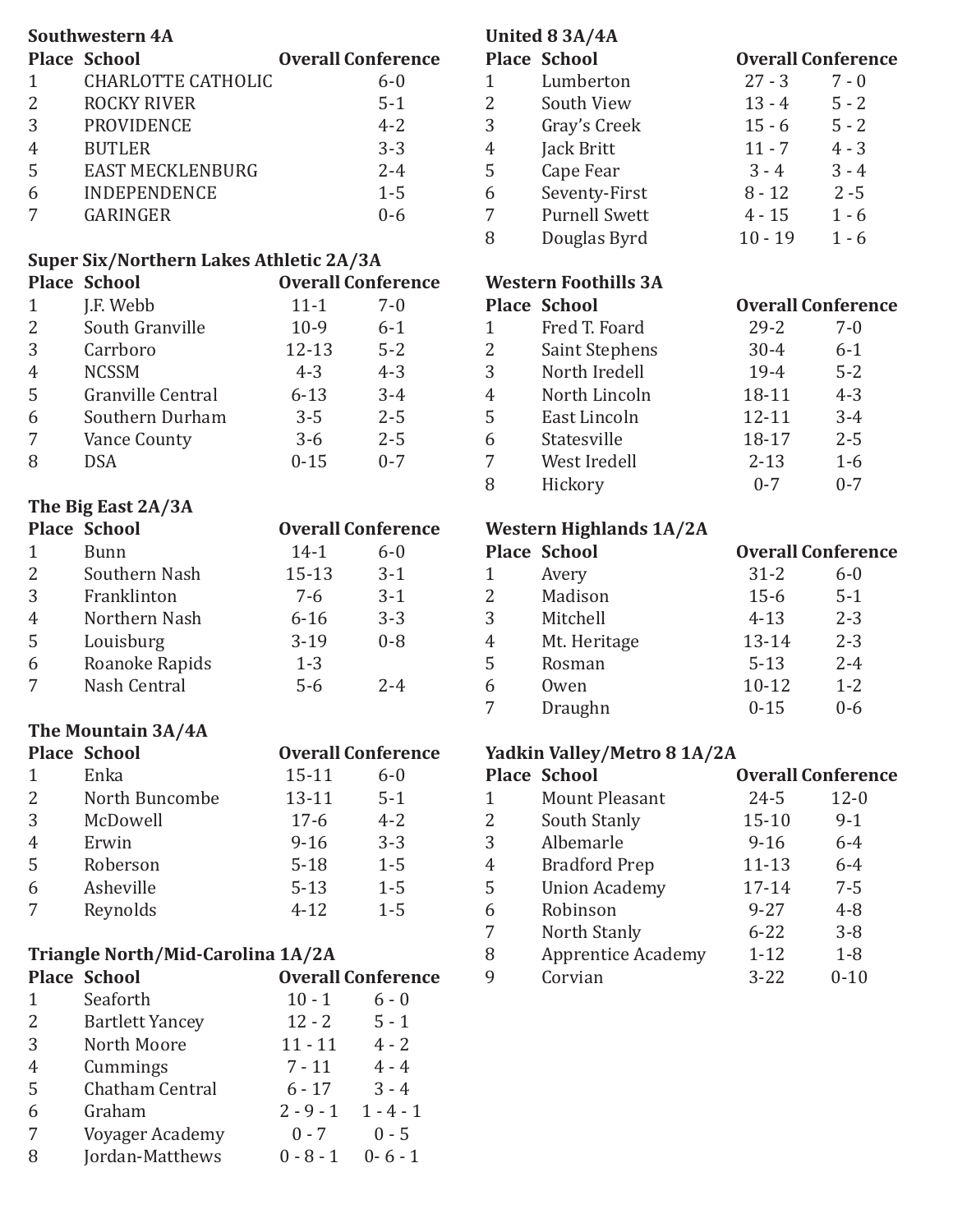**Southwestern 4A**

| Place | School | Overall | Conference |
|---|---|---|---|
| 1 | CHARLOTTE CATHOLIC | | 6-0 |
| 2 | ROCKY RIVER | | 5-1 |
| 3 | PROVIDENCE | | 4-2 |
| 4 | BUTLER | | 3-3 |
| 5 | EAST MECKLENBURG | | 2-4 |
| 6 | INDEPENDENCE | | 1-5 |
| 7 | GARINGER | | 0-6 |

**Super Six/Northern Lakes Athletic 2A/3A**

| Place | School | Overall | Conference |
|---|---|---|---|
| 1 | J.F. Webb | 11-1 | 7-0 |
| 2 | South Granville | 10-9 | 6-1 |
| 3 | Carrboro | 12-13 | 5-2 |
| 4 | NCSSM | 4-3 | 4-3 |
| 5 | Granville Central | 6-13 | 3-4 |
| 6 | Southern Durham | 3-5 | 2-5 |
| 7 | Vance County | 3-6 | 2-5 |
| 8 | DSA | 0-15 | 0-7 |

**The Big East 2A/3A**

| Place | School | Overall | Conference |
|---|---|---|---|
| 1 | Bunn | 14-1 | 6-0 |
| 2 | Southern Nash | 15-13 | 3-1 |
| 3 | Franklinton | 7-6 | 3-1 |
| 4 | Northern Nash | 6-16 | 3-3 |
| 5 | Louisburg | 3-19 | 0-8 |
| 6 | Roanoke Rapids | 1-3 | |
| 7 | Nash Central | 5-6 | 2-4 |

**The Mountain 3A/4A**

| Place | School | Overall | Conference |
|---|---|---|---|
| 1 | Enka | 15-11 | 6-0 |
| 2 | North Buncombe | 13-11 | 5-1 |
| 3 | McDowell | 17-6 | 4-2 |
| 4 | Erwin | 9-16 | 3-3 |
| 5 | Roberson | 5-18 | 1-5 |
| 6 | Asheville | 5-13 | 1-5 |
| 7 | Reynolds | 4-12 | 1-5 |

**Triangle North/Mid-Carolina 1A/2A**

| Place | School | Overall | Conference |
|---|---|---|---|
| 1 | Seaforth | 10 - 1 | 6 - 0 |
| 2 | Bartlett Yancey | 12 - 2 | 5 - 1 |
| 3 | North Moore | 11 - 11 | 4 - 2 |
| 4 | Cummings | 7 - 11 | 4 - 4 |
| 5 | Chatham Central | 6 - 17 | 3 - 4 |
| 6 | Graham | 2 - 9 - 1 | 1 - 4 - 1 |
| 7 | Voyager Academy | 0 - 7 | 0 - 5 |
| 8 | Jordan-Matthews | 0 - 8 - 1 | 0- 6 - 1 |

**United 8 3A/4A**

| Place | School | Overall | Conference |
|---|---|---|---|
| 1 | Lumberton | 27 - 3 | 7 - 0 |
| 2 | South View | 13 - 4 | 5 - 2 |
| 3 | Gray's Creek | 15 - 6 | 5 - 2 |
| 4 | Jack Britt | 11 - 7 | 4 - 3 |
| 5 | Cape Fear | 3 - 4 | 3 - 4 |
| 6 | Seventy-First | 8 - 12 | 2 -5 |
| 7 | Purnell Swett | 4 - 15 | 1 - 6 |
| 8 | Douglas Byrd | 10 - 19 | 1 - 6 |

**Western Foothills 3A**

| Place | School | Overall | Conference |
|---|---|---|---|
| 1 | Fred T. Foard | 29-2 | 7-0 |
| 2 | Saint Stephens | 30-4 | 6-1 |
| 3 | North Iredell | 19-4 | 5-2 |
| 4 | North Lincoln | 18-11 | 4-3 |
| 5 | East Lincoln | 12-11 | 3-4 |
| 6 | Statesville | 18-17 | 2-5 |
| 7 | West Iredell | 2-13 | 1-6 |
| 8 | Hickory | 0-7 | 0-7 |

**Western Highlands 1A/2A**

| Place | School | Overall | Conference |
|---|---|---|---|
| 1 | Avery | 31-2 | 6-0 |
| 2 | Madison | 15-6 | 5-1 |
| 3 | Mitchell | 4-13 | 2-3 |
| 4 | Mt. Heritage | 13-14 | 2-3 |
| 5 | Rosman | 5-13 | 2-4 |
| 6 | Owen | 10-12 | 1-2 |
| 7 | Draughn | 0-15 | 0-6 |

**Yadkin Valley/Metro 8 1A/2A**

| Place | School | Overall | Conference |
|---|---|---|---|
| 1 | Mount Pleasant | 24-5 | 12-0 |
| 2 | South Stanly | 15-10 | 9-1 |
| 3 | Albemarle | 9-16 | 6-4 |
| 4 | Bradford Prep | 11-13 | 6-4 |
| 5 | Union Academy | 17-14 | 7-5 |
| 6 | Robinson | 9-27 | 4-8 |
| 7 | North Stanly | 6-22 | 3-8 |
| 8 | Apprentice Academy | 1-12 | 1-8 |
| 9 | Corvian | 3-22 | 0-10 |